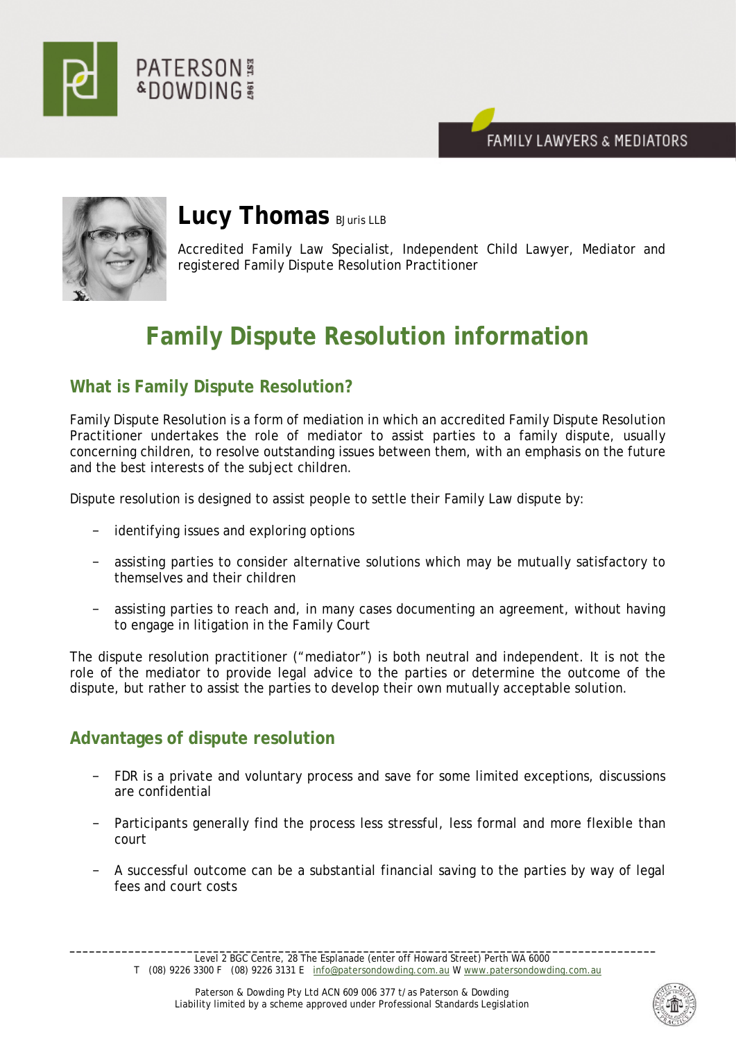PATERSON & DOWDING EST. 1967

FAMILY LAWYERS & MEDIATORS

**Lucy Thomas** BJuris LLB

Accredited Family Law Specialist, Independent Child Lawyer, Mediator and registered Family Dispute Resolution Practitioner

# Family Dispute Resolution information

## What is Family Dispute Resolution?

Family Dispute Resolution is a form of mediation in which an accredited Family Dispute Resolution Practitioner undertakes the role of mediator to assist parties to a family dispute, usually concerning children, to resolve outstanding issues between them, with an emphasis on the future and the best interests of the subject children.

Dispute resolution is designed to assist people to settle their Family Law dispute by:

- identifying issues and exploring options
- assisting parties to consider alternative solutions which may be mutually satisfactory to themselves and their children
- assisting parties to reach and, in many cases documenting an agreement, without having to engage in litigation in the Family Court

The dispute resolution practitioner ("mediator") is both neutral and independent. It is not the role of the mediator to provide legal advice to the parties or determine the outcome of the dispute, but rather to assist the parties to develop their own mutually acceptable solution.

## Advantages of dispute resolution

- FDR is a private and voluntary process and save for some limited exceptions, discussions are confidential
- Participants generally find the process less stressful, less formal and more flexible than court
- A successful outcome can be a substantial financial saving to the parties by way of legal fees and court costs

Level 2 BGC Centre, 28 The Esplanade (enter off Howard Street) Perth WA 6000
T (08) 9226 3300 F (08) 9226 3131 E info@patersondowding.com.au W www.patersondowding.com.au

Paterson & Dowding Pty Ltd ACN 609 006 377 t/as Paterson & Dowding
Liability limited by a scheme approved under Professional Standards Legislation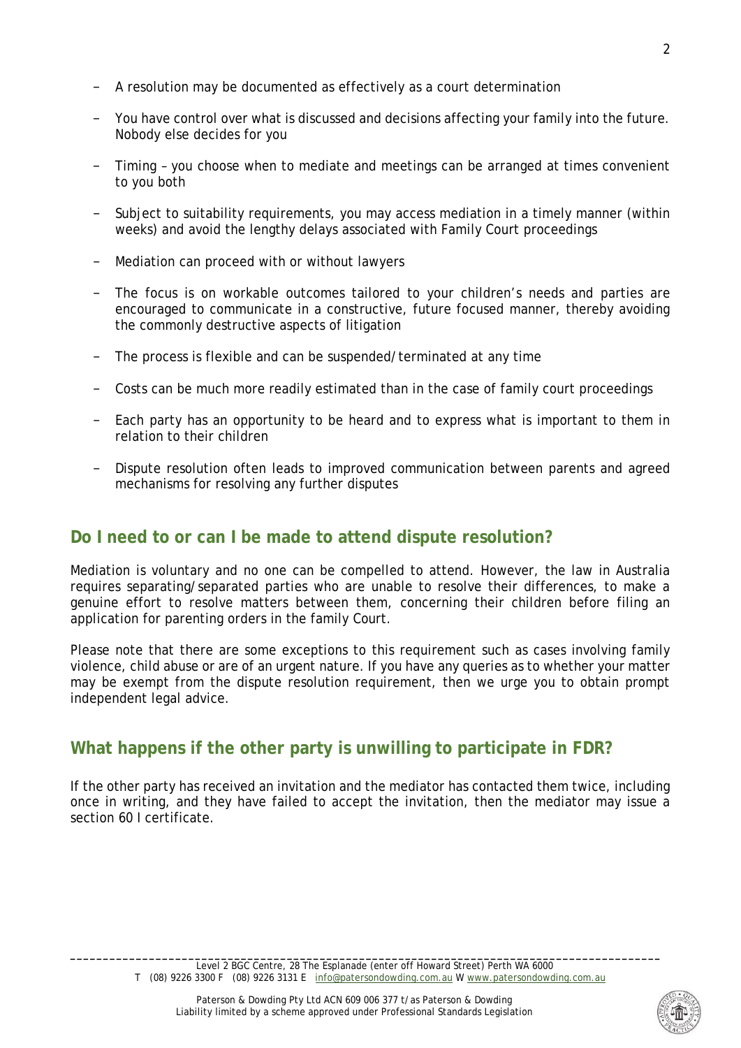- A resolution may be documented as effectively as a court determination
- You have control over what is discussed and decisions affecting your family into the future. Nobody else decides for you
- Timing – you choose when to mediate and meetings can be arranged at times convenient to you both
- Subject to suitability requirements, you may access mediation in a timely manner (within weeks) and avoid the lengthy delays associated with Family Court proceedings
- Mediation can proceed with or without lawyers
- The focus is on workable outcomes tailored to your children's needs and parties are encouraged to communicate in a constructive, future focused manner, thereby avoiding the commonly destructive aspects of litigation
- The process is flexible and can be suspended/terminated at any time
- Costs can be much more readily estimated than in the case of family court proceedings
- Each party has an opportunity to be heard and to express what is important to them in relation to their children
- Dispute resolution often leads to improved communication between parents and agreed mechanisms for resolving any further disputes

## Do I need to or can I be made to attend dispute resolution?

Mediation is voluntary and no one can be compelled to attend. However, the law in Australia requires separating/separated parties who are unable to resolve their differences, to make a genuine effort to resolve matters between them, concerning their children before filing an application for parenting orders in the family Court.

Please note that there are some exceptions to this requirement such as cases involving family violence, child abuse or are of an urgent nature. If you have any queries as to whether your matter may be exempt from the dispute resolution requirement, then we urge you to obtain prompt independent legal advice.

## What happens if the other party is unwilling to participate in FDR?

If the other party has received an invitation and the mediator has contacted them twice, including once in writing, and they have failed to accept the invitation, then the mediator may issue a section 60 I certificate.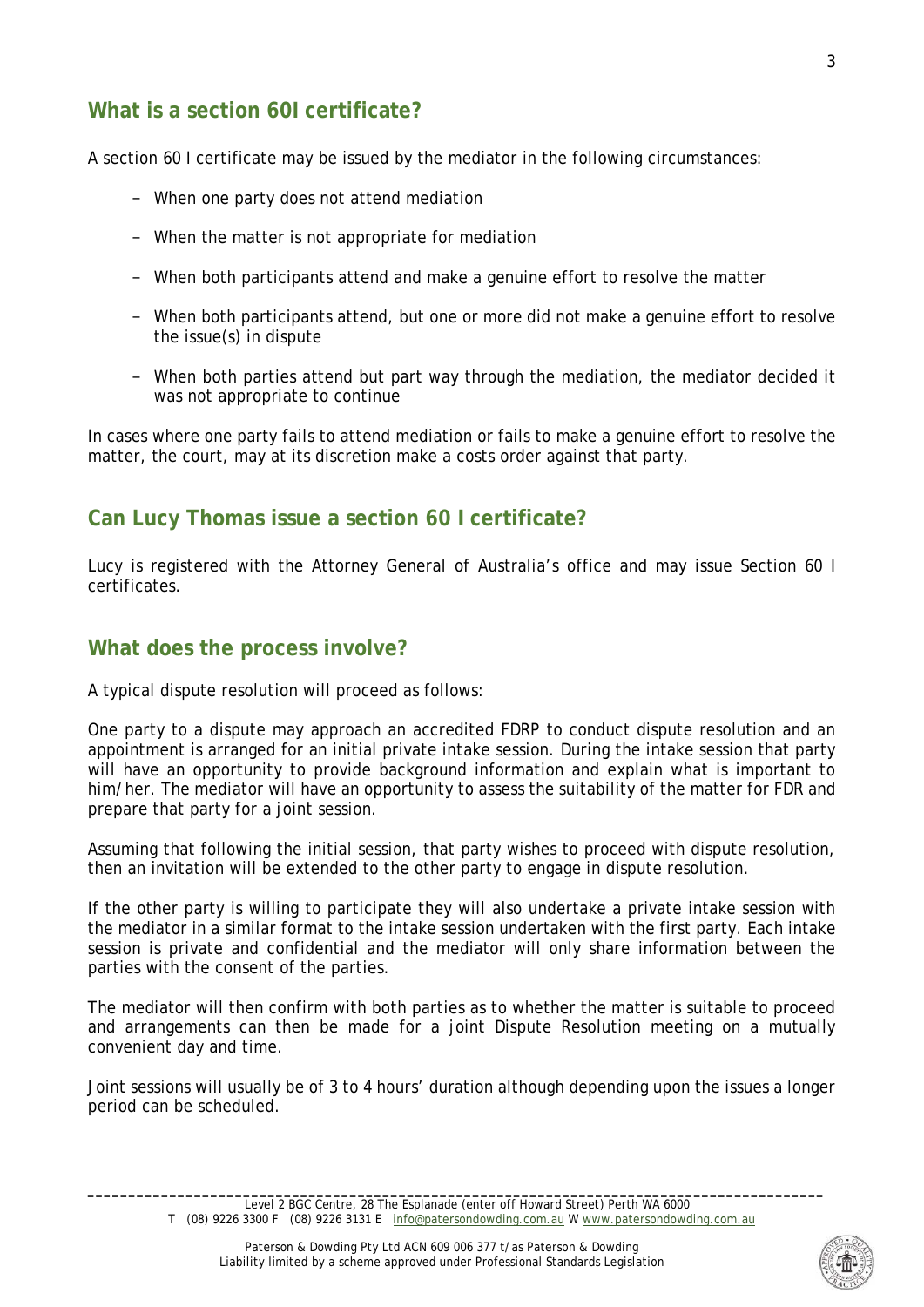## What is a section 60I certificate?

A section 60 I certificate may be issued by the mediator in the following circumstances:

- When one party does not attend mediation
- When the matter is not appropriate for mediation
- When both participants attend and make a genuine effort to resolve the matter
- When both participants attend, but one or more did not make a genuine effort to resolve the issue(s) in dispute
- When both parties attend but part way through the mediation, the mediator decided it was not appropriate to continue

In cases where one party fails to attend mediation or fails to make a genuine effort to resolve the matter, the court, may at its discretion make a costs order against that party.

## Can Lucy Thomas issue a section 60 I certificate?

Lucy is registered with the Attorney General of Australia's office and may issue Section 60 I certificates.

## What does the process involve?

A typical dispute resolution will proceed as follows:

One party to a dispute may approach an accredited FDRP to conduct dispute resolution and an appointment is arranged for an initial private intake session. During the intake session that party will have an opportunity to provide background information and explain what is important to him/her. The mediator will have an opportunity to assess the suitability of the matter for FDR and prepare that party for a joint session.

Assuming that following the initial session, that party wishes to proceed with dispute resolution, then an invitation will be extended to the other party to engage in dispute resolution.

If the other party is willing to participate they will also undertake a private intake session with the mediator in a similar format to the intake session undertaken with the first party. Each intake session is private and confidential and the mediator will only share information between the parties with the consent of the parties.

The mediator will then confirm with both parties as to whether the matter is suitable to proceed and arrangements can then be made for a joint Dispute Resolution meeting on a mutually convenient day and time.

Joint sessions will usually be of 3 to 4 hours' duration although depending upon the issues a longer period can be scheduled.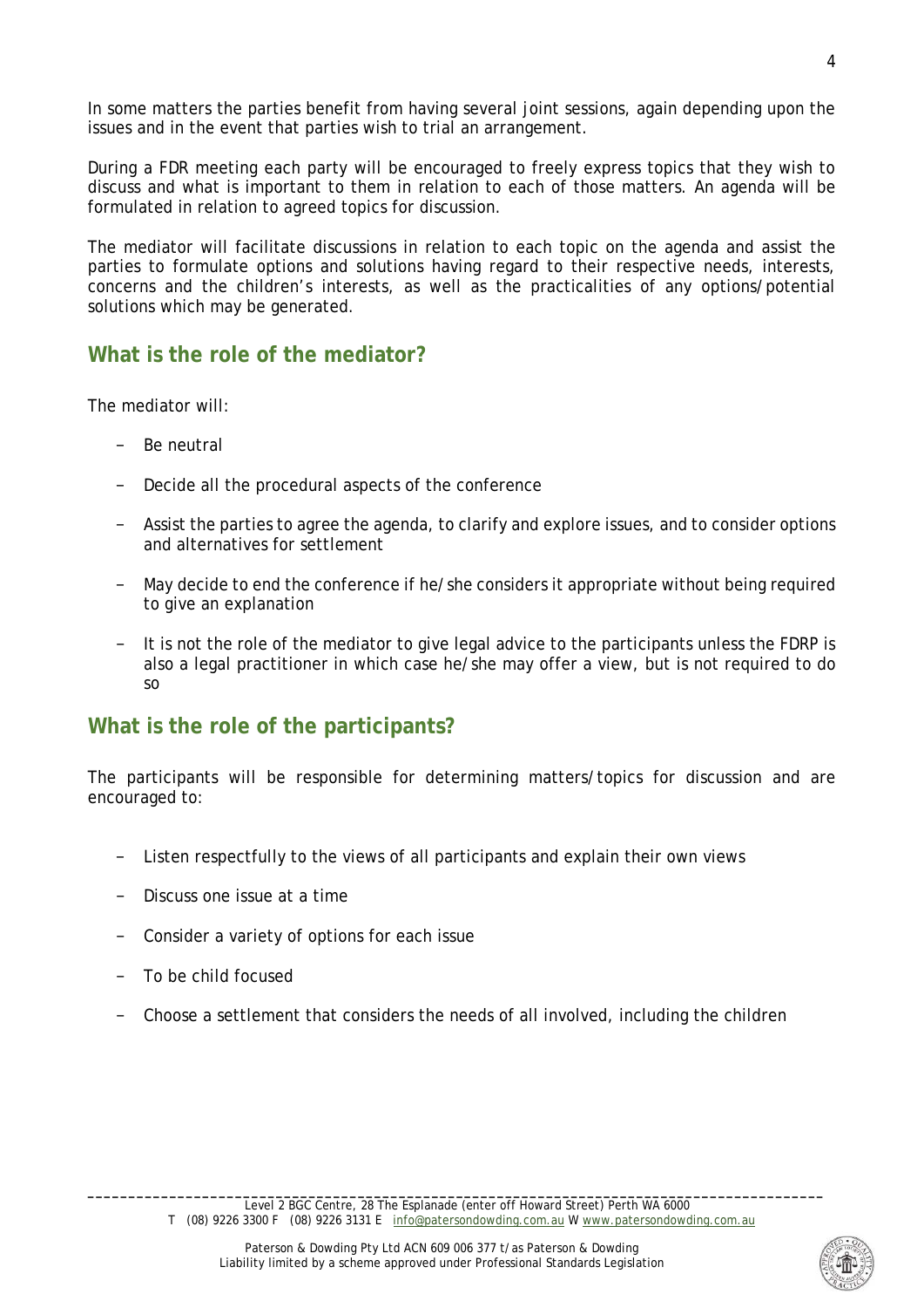In some matters the parties benefit from having several joint sessions, again depending upon the issues and in the event that parties wish to trial an arrangement.

During a FDR meeting each party will be encouraged to freely express topics that they wish to discuss and what is important to them in relation to each of those matters. An agenda will be formulated in relation to agreed topics for discussion.

The mediator will facilitate discussions in relation to each topic on the agenda and assist the parties to formulate options and solutions having regard to their respective needs, interests, concerns and the children's interests, as well as the practicalities of any options/potential solutions which may be generated.

## What is the role of the mediator?

The mediator will:

- Be neutral
- Decide all the procedural aspects of the conference
- Assist the parties to agree the agenda, to clarify and explore issues, and to consider options and alternatives for settlement
- May decide to end the conference if he/she considers it appropriate without being required to give an explanation
- It is not the role of the mediator to give legal advice to the participants unless the FDRP is also a legal practitioner in which case he/she may offer a view, but is not required to do so

## What is the role of the participants?

The participants will be responsible for determining matters/topics for discussion and are encouraged to:

- Listen respectfully to the views of all participants and explain their own views
- Discuss one issue at a time
- Consider a variety of options for each issue
- To be child focused
- Choose a settlement that considers the needs of all involved, including the children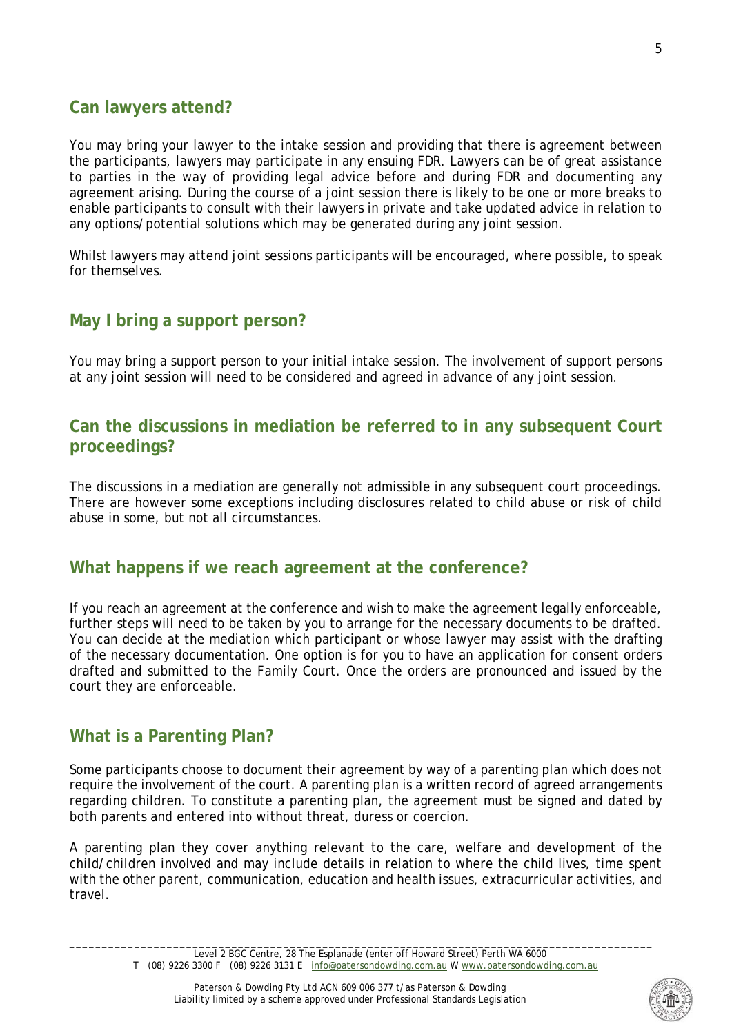## Can lawyers attend?

You may bring your lawyer to the intake session and providing that there is agreement between the participants, lawyers may participate in any ensuing FDR. Lawyers can be of great assistance to parties in the way of providing legal advice before and during FDR and documenting any agreement arising. During the course of a joint session there is likely to be one or more breaks to enable participants to consult with their lawyers in private and take updated advice in relation to any options/potential solutions which may be generated during any joint session.

Whilst lawyers may attend joint sessions participants will be encouraged, where possible, to speak for themselves.

## May I bring a support person?

You may bring a support person to your initial intake session. The involvement of support persons at any joint session will need to be considered and agreed in advance of any joint session.

## Can the discussions in mediation be referred to in any subsequent Court proceedings?

The discussions in a mediation are generally not admissible in any subsequent court proceedings. There are however some exceptions including disclosures related to child abuse or risk of child abuse in some, but not all circumstances.

## What happens if we reach agreement at the conference?

If you reach an agreement at the conference and wish to make the agreement legally enforceable, further steps will need to be taken by you to arrange for the necessary documents to be drafted. You can decide at the mediation which participant or whose lawyer may assist with the drafting of the necessary documentation. One option is for you to have an application for consent orders drafted and submitted to the Family Court. Once the orders are pronounced and issued by the court they are enforceable.

## What is a Parenting Plan?

Some participants choose to document their agreement by way of a parenting plan which does not require the involvement of the court. A parenting plan is a written record of agreed arrangements regarding children. To constitute a parenting plan, the agreement must be signed and dated by both parents and entered into without threat, duress or coercion.

A parenting plan they cover anything relevant to the care, welfare and development of the child/children involved and may include details in relation to where the child lives, time spent with the other parent, communication, education and health issues, extracurricular activities, and travel.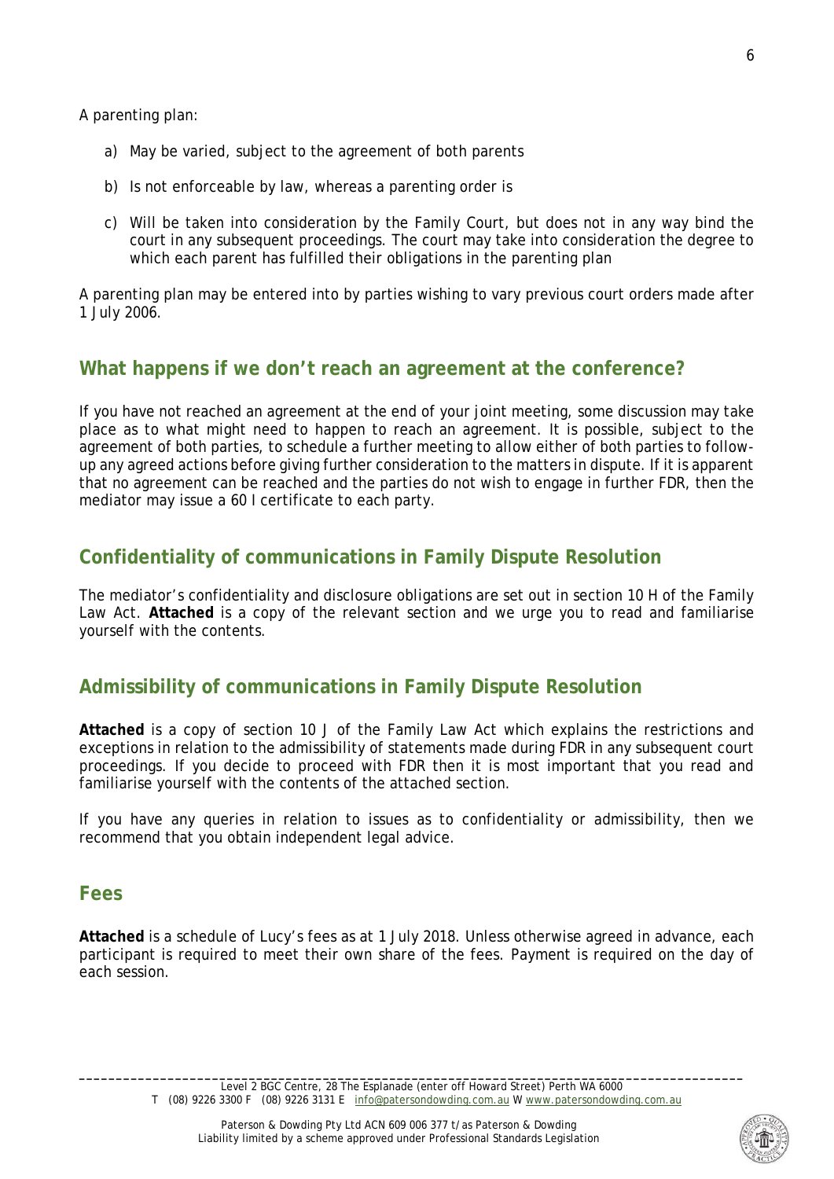A parenting plan:

a) May be varied, subject to the agreement of both parents

b) Is not enforceable by law, whereas a parenting order is

c) Will be taken into consideration by the Family Court, but does not in any way bind the court in any subsequent proceedings. The court may take into consideration the degree to which each parent has fulfilled their obligations in the parenting plan

A parenting plan may be entered into by parties wishing to vary previous court orders made after 1 July 2006.

## What happens if we don't reach an agreement at the conference?

If you have not reached an agreement at the end of your joint meeting, some discussion may take place as to what might need to happen to reach an agreement. It is possible, subject to the agreement of both parties, to schedule a further meeting to allow either of both parties to follow-up any agreed actions before giving further consideration to the matters in dispute. If it is apparent that no agreement can be reached and the parties do not wish to engage in further FDR, then the mediator may issue a 60 I certificate to each party.

## Confidentiality of communications in Family Dispute Resolution

The mediator's confidentiality and disclosure obligations are set out in section 10 H of the Family Law Act. **Attached** is a copy of the relevant section and we urge you to read and familiarise yourself with the contents.

## Admissibility of communications in Family Dispute Resolution

**Attached** is a copy of section 10 J of the Family Law Act which explains the restrictions and exceptions in relation to the admissibility of statements made during FDR in any subsequent court proceedings. If you decide to proceed with FDR then it is most important that you read and familiarise yourself with the contents of the attached section.

If you have any queries in relation to issues as to confidentiality or admissibility, then we recommend that you obtain independent legal advice.

## Fees

**Attached** is a schedule of Lucy's fees as at 1 July 2018. Unless otherwise agreed in advance, each participant is required to meet their own share of the fees. Payment is required on the day of each session.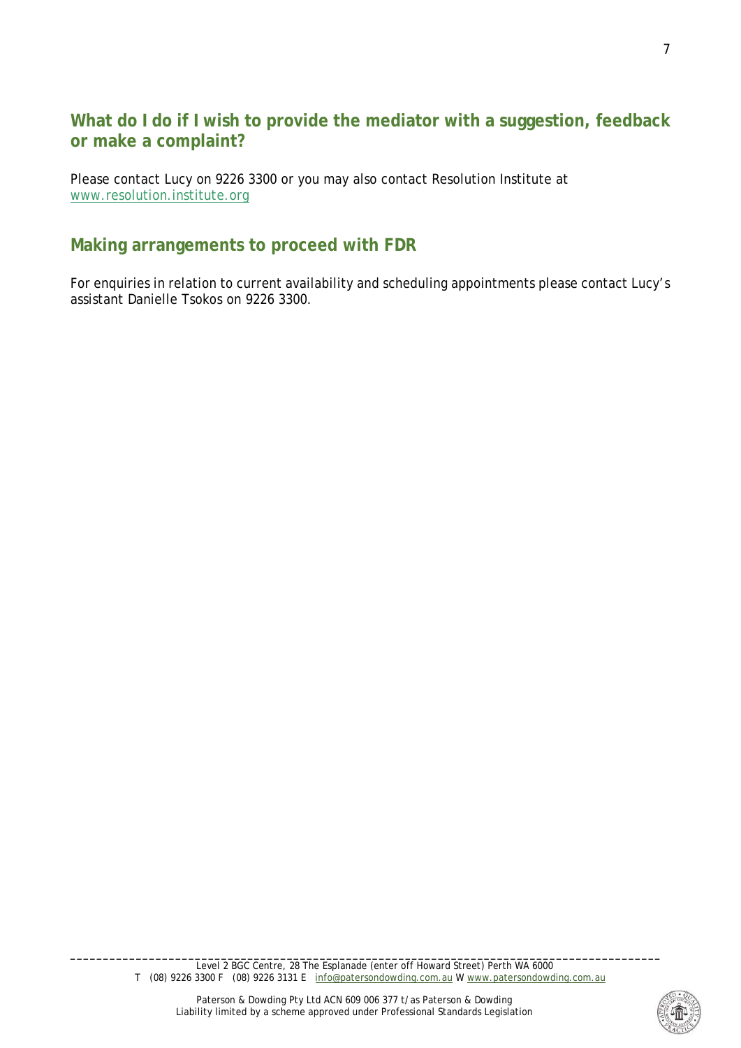## What do I do if I wish to provide the mediator with a suggestion, feedback or make a complaint?

Please contact Lucy on 9226 3300 or you may also contact Resolution Institute at www.resolution.institute.org

## Making arrangements to proceed with FDR

For enquiries in relation to current availability and scheduling appointments please contact Lucy's assistant Danielle Tsokos on 9226 3300.